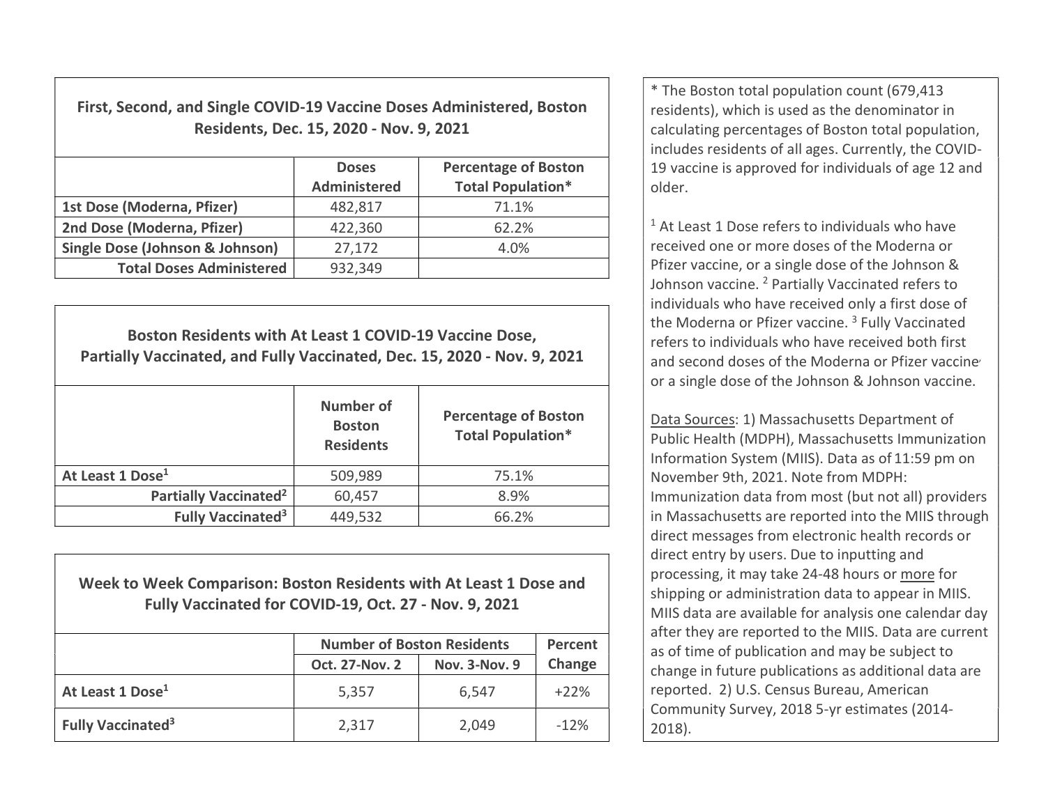### First, Second, and Single COVID-19 Vaccine Doses Administered, Boston Residents, Dec. 15, 2020 - Nov. 9, 2021

| | Doses Administered | Percentage of Boston Total Population* |
|---|---|---|
| **1st Dose (Moderna, Pfizer)** | 482,817 | 71.1% |
| **2nd Dose (Moderna, Pfizer)** | 422,360 | 62.2% |
| **Single Dose (Johnson & Johnson)** | 27,172 | 4.0% |
| **Total Doses Administered** | 932,349 | |

### Boston Residents with At Least 1 COVID-19 Vaccine Dose, Partially Vaccinated, and Fully Vaccinated, Dec. 15, 2020 - Nov. 9, 2021

| | Number of Boston Residents | Percentage of Boston Total Population* |
|---|---|---|
| **At Least 1 Dose[1]** | 509,989 | 75.1% |
| **Partially Vaccinated[2]** | 60,457 | 8.9% |
| **Fully Vaccinated[3]** | 449,532 | 66.2% |

### Week to Week Comparison: Boston Residents with At Least 1 Dose and Fully Vaccinated for COVID-19, Oct. 27 - Nov. 9, 2021

| | Number of Boston Residents | | Percent Change |
|---|---|---|---|
| | Oct. 27-Nov. 2 | Nov. 3-Nov. 9 | |
| **At Least 1 Dose[1]** | 5,357 | 6,547 | +22% |
| **Fully Vaccinated[3]** | 2,317 | 2,049 | -12% |

* The Boston total population count (679,413 residents), which is used as the denominator in calculating percentages of Boston total population, includes residents of all ages. Currently, the COVID-19 vaccine is approved for individuals of age 12 and older.

[1] At Least 1 Dose refers to individuals who have received one or more doses of the Moderna or Pfizer vaccine, or a single dose of the Johnson & Johnson vaccine. [2] Partially Vaccinated refers to individuals who have received only a first dose of the Moderna or Pfizer vaccine. [3] Fully Vaccinated refers to individuals who have received both first and second doses of the Moderna or Pfizer vaccine or a single dose of the Johnson & Johnson vaccine.

Data Sources: 1) Massachusetts Department of Public Health (MDPH), Massachusetts Immunization Information System (MIIS). Data as of 11:59 pm on November 9th, 2021. Note from MDPH: Immunization data from most (but not all) providers in Massachusetts are reported into the MIIS through direct messages from electronic health records or direct entry by users. Due to inputting and processing, it may take 24-48 hours or more for shipping or administration data to appear in MIIS. MIIS data are available for analysis one calendar day after they are reported to the MIIS. Data are current as of time of publication and may be subject to change in future publications as additional data are reported. 2) U.S. Census Bureau, American Community Survey, 2018 5-yr estimates (2014-2018).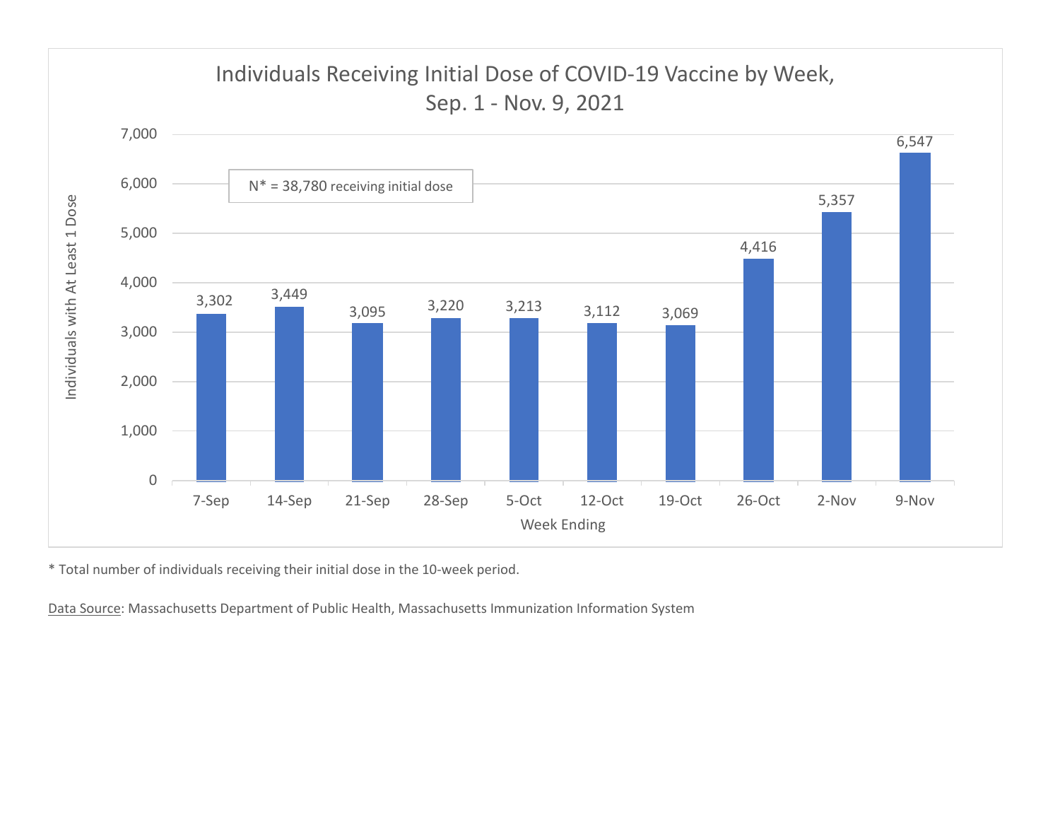## Individuals Receiving Initial Dose of COVID-19 Vaccine by Week, Sep. 1 - Nov. 9, 2021

N* = 38,780 receiving initial dose

| Week Ending | Individuals with At Least 1 Dose |
|---|---|
| 7-Sep | 3,302 |
| 14-Sep | 3,449 |
| 21-Sep | 3,095 |
| 28-Sep | 3,220 |
| 5-Oct | 3,213 |
| 12-Oct | 3,112 |
| 19-Oct | 3,069 |
| 26-Oct | 4,416 |
| 2-Nov | 5,357 |
| 9-Nov | 6,547 |

* Total number of individuals receiving their initial dose in the 10-week period.

Data Source: Massachusetts Department of Public Health, Massachusetts Immunization Information System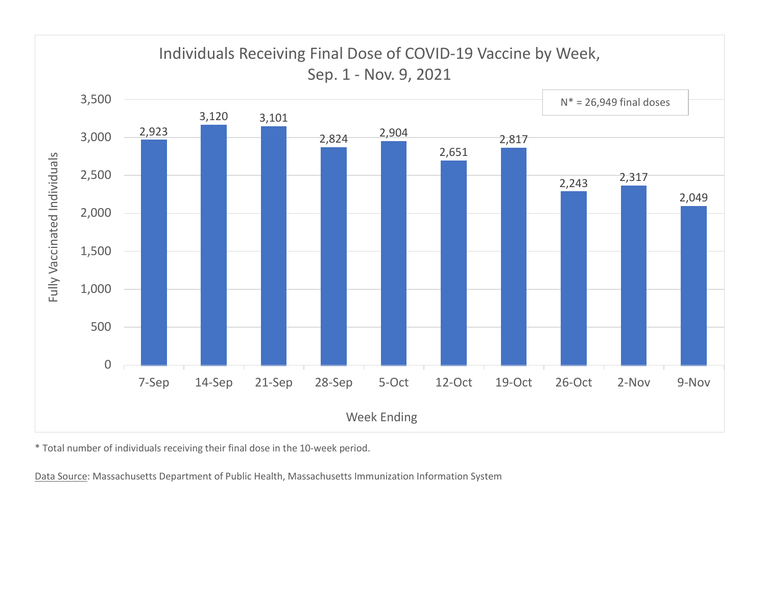## Individuals Receiving Final Dose of COVID-19 Vaccine by Week, Sep. 1 - Nov. 9, 2021

N* = 26,949 final doses

| Week Ending | Fully Vaccinated Individuals |
|---|---|
| 7-Sep | 2,923 |
| 14-Sep | 3,120 |
| 21-Sep | 3,101 |
| 28-Sep | 2,824 |
| 5-Oct | 2,904 |
| 12-Oct | 2,651 |
| 19-Oct | 2,817 |
| 26-Oct | 2,243 |
| 2-Nov | 2,317 |
| 9-Nov | 2,049 |

* Total number of individuals receiving their final dose in the 10-week period.

Data Source: Massachusetts Department of Public Health, Massachusetts Immunization Information System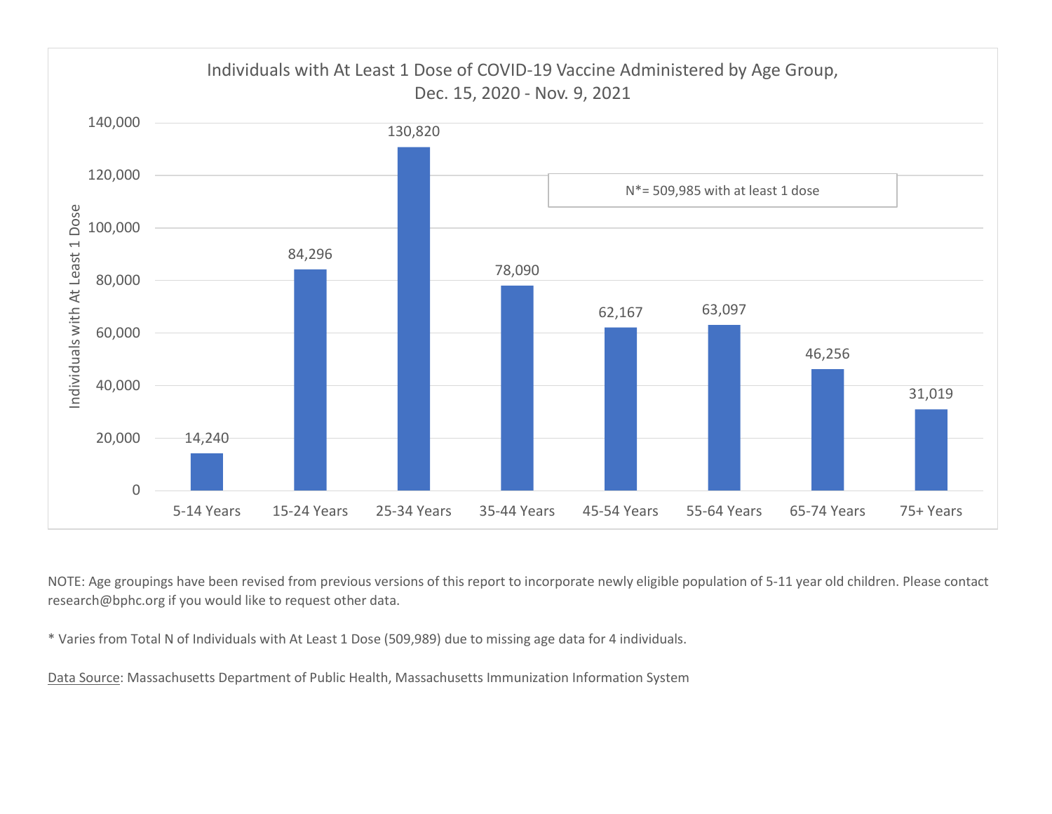## Individuals with At Least 1 Dose of COVID-19 Vaccine Administered by Age Group, Dec. 15, 2020 - Nov. 9, 2021

N*= 509,985 with at least 1 dose

| Age Group | Individuals with At Least 1 Dose |
|---|---|
| 5-14 Years | 14,240 |
| 15-24 Years | 84,296 |
| 25-34 Years | 130,820 |
| 35-44 Years | 78,090 |
| 45-54 Years | 62,167 |
| 55-64 Years | 63,097 |
| 65-74 Years | 46,256 |
| 75+ Years | 31,019 |

NOTE: Age groupings have been revised from previous versions of this report to incorporate newly eligible population of 5-11 year old children. Please contact research@bphc.org if you would like to request other data.

* Varies from Total N of Individuals with At Least 1 Dose (509,989) due to missing age data for 4 individuals.

Data Source: Massachusetts Department of Public Health, Massachusetts Immunization Information System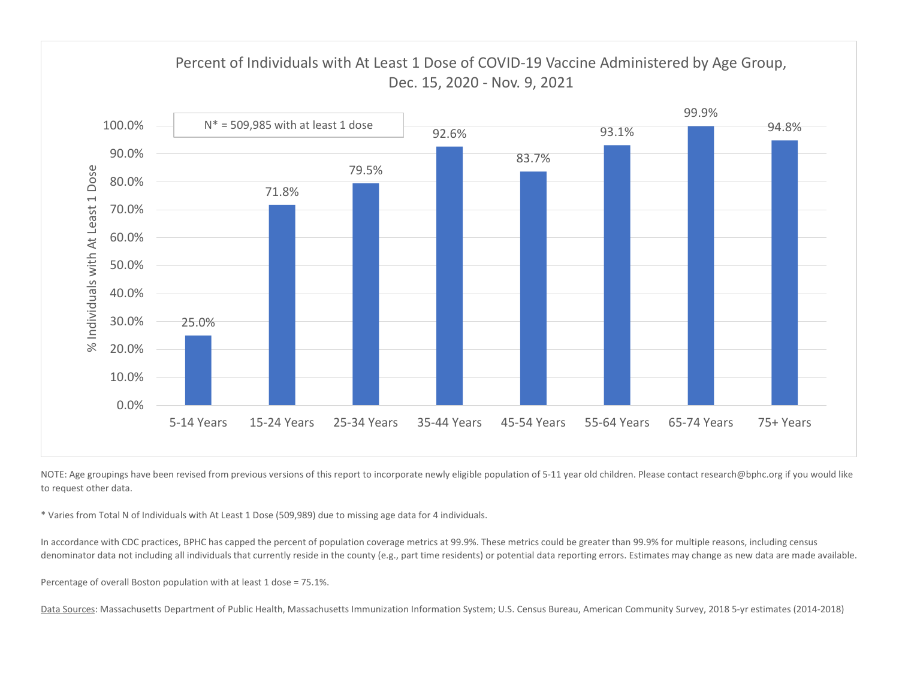## Percent of Individuals with At Least 1 Dose of COVID-19 Vaccine Administered by Age Group, Dec. 15, 2020 - Nov. 9, 2021

N* = 509,985 with at least 1 dose

| Age Group | % Individuals with At Least 1 Dose |
|---|---|
| 5-14 Years | 25.0% |
| 15-24 Years | 71.8% |
| 25-34 Years | 79.5% |
| 35-44 Years | 92.6% |
| 45-54 Years | 83.7% |
| 55-64 Years | 93.1% |
| 65-74 Years | 99.9% |
| 75+ Years | 94.8% |

NOTE: Age groupings have been revised from previous versions of this report to incorporate newly eligible population of 5-11 year old children. Please contact research@bphc.org if you would like to request other data.

* Varies from Total N of Individuals with At Least 1 Dose (509,989) due to missing age data for 4 individuals.

In accordance with CDC practices, BPHC has capped the percent of population coverage metrics at 99.9%. These metrics could be greater than 99.9% for multiple reasons, including census denominator data not including all individuals that currently reside in the county (e.g., part time residents) or potential data reporting errors. Estimates may change as new data are made available.

Percentage of overall Boston population with at least 1 dose = 75.1%.

Data Sources: Massachusetts Department of Public Health, Massachusetts Immunization Information System; U.S. Census Bureau, American Community Survey, 2018 5-yr estimates (2014-2018)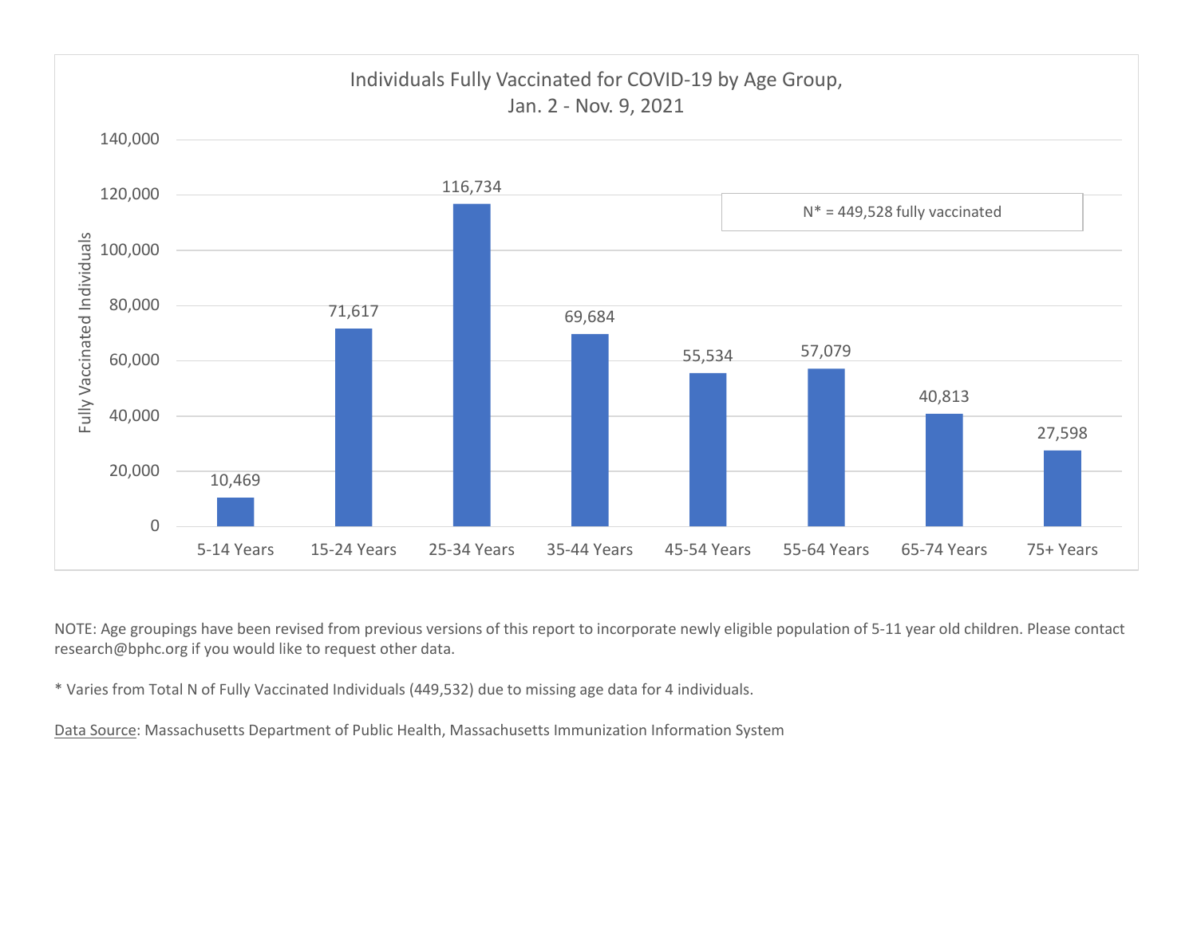## Individuals Fully Vaccinated for COVID-19 by Age Group, Jan. 2 - Nov. 9, 2021

| Age Group | Fully Vaccinated Individuals |
|---|---|
| 5-14 Years | 10,469 |
| 15-24 Years | 71,617 |
| 25-34 Years | 116,734 |
| 35-44 Years | 69,684 |
| 45-54 Years | 55,534 |
| 55-64 Years | 57,079 |
| 65-74 Years | 40,813 |
| 75+ Years | 27,598 |

N* = 449,528 fully vaccinated

NOTE: Age groupings have been revised from previous versions of this report to incorporate newly eligible population of 5-11 year old children. Please contact research@bphc.org if you would like to request other data.

* Varies from Total N of Fully Vaccinated Individuals (449,532) due to missing age data for 4 individuals.

Data Source: Massachusetts Department of Public Health, Massachusetts Immunization Information System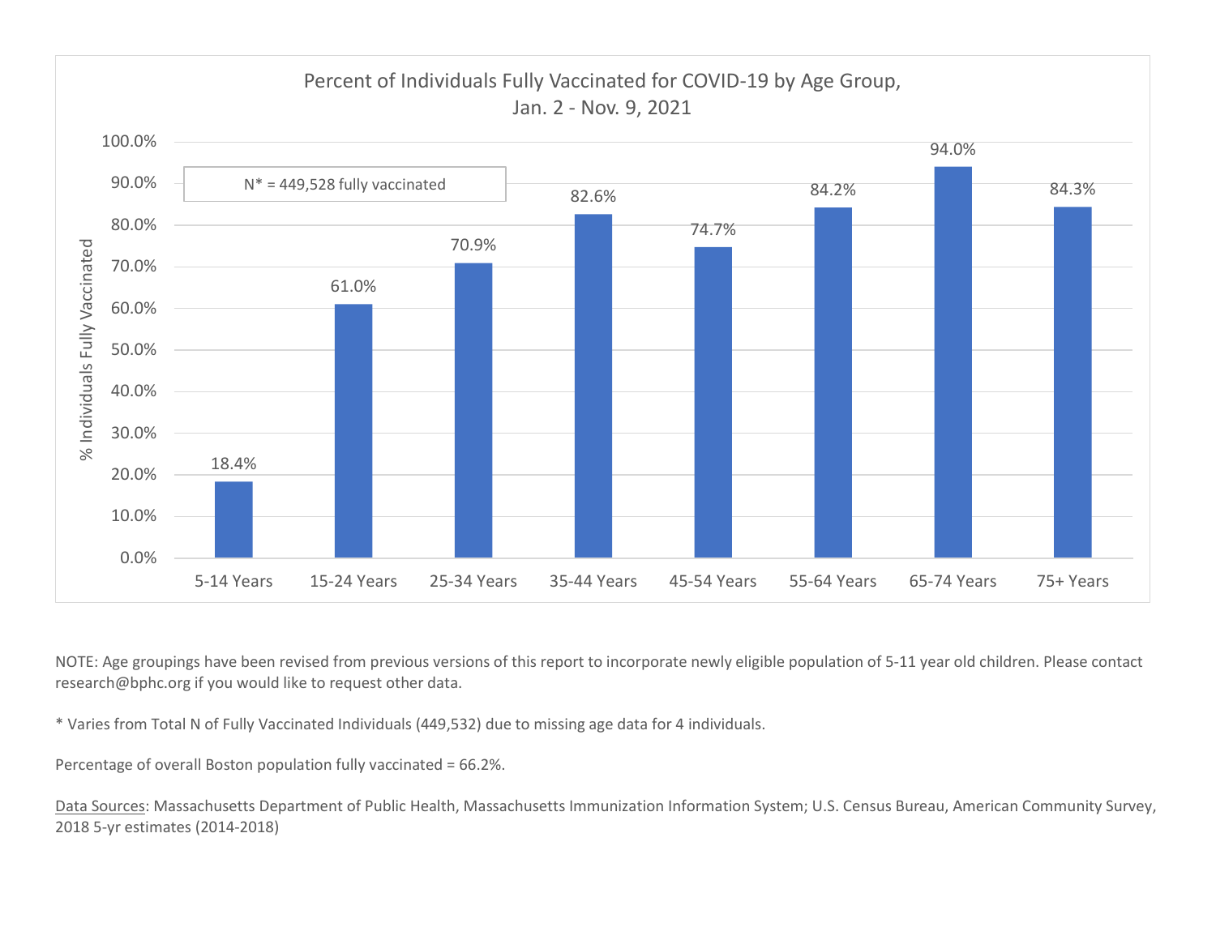## Percent of Individuals Fully Vaccinated for COVID-19 by Age Group, Jan. 2 - Nov. 9, 2021

N* = 449,528 fully vaccinated

| Age Group | % Individuals Fully Vaccinated |
|---|---|
| 5-14 Years | 18.4% |
| 15-24 Years | 61.0% |
| 25-34 Years | 70.9% |
| 35-44 Years | 82.6% |
| 45-54 Years | 74.7% |
| 55-64 Years | 84.2% |
| 65-74 Years | 94.0% |
| 75+ Years | 84.3% |

NOTE: Age groupings have been revised from previous versions of this report to incorporate newly eligible population of 5-11 year old children. Please contact research@bphc.org if you would like to request other data.

* Varies from Total N of Fully Vaccinated Individuals (449,532) due to missing age data for 4 individuals.

Percentage of overall Boston population fully vaccinated = 66.2%.

Data Sources: Massachusetts Department of Public Health, Massachusetts Immunization Information System; U.S. Census Bureau, American Community Survey, 2018 5-yr estimates (2014-2018)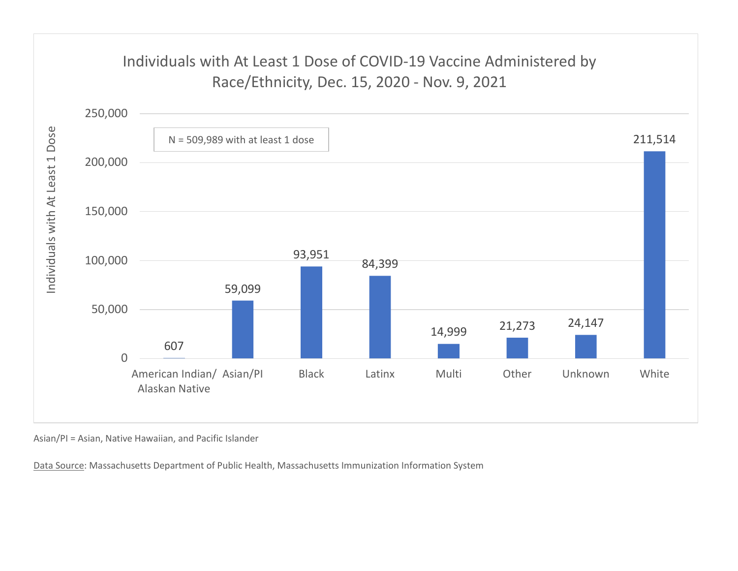## Individuals with At Least 1 Dose of COVID-19 Vaccine Administered by Race/Ethnicity, Dec. 15, 2020 - Nov. 9, 2021

N = 509,989 with at least 1 dose

| Race/Ethnicity | Individuals with At Least 1 Dose |
|---|---|
| American Indian/ Alaskan Native | 607 |
| Asian/PI | 59,099 |
| Black | 93,951 |
| Latinx | 84,399 |
| Multi | 14,999 |
| Other | 21,273 |
| Unknown | 24,147 |
| White | 211,514 |

Asian/PI = Asian, Native Hawaiian, and Pacific Islander

Data Source: Massachusetts Department of Public Health, Massachusetts Immunization Information System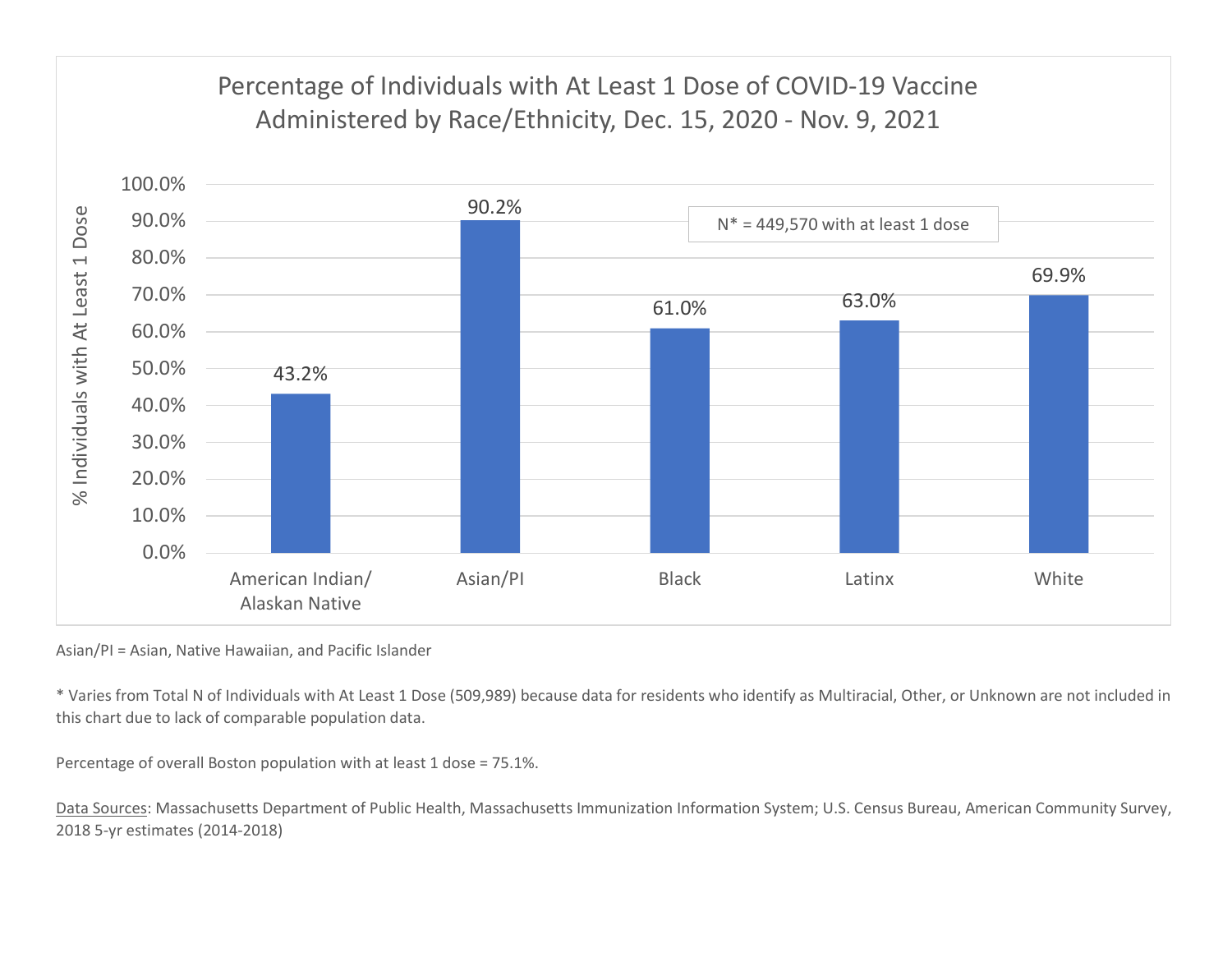## Percentage of Individuals with At Least 1 Dose of COVID-19 Vaccine Administered by Race/Ethnicity, Dec. 15, 2020 - Nov. 9, 2021

N* = 449,570 with at least 1 dose

| Race/Ethnicity | % Individuals with At Least 1 Dose |
|---|---|
| American Indian/ Alaskan Native | 43.2% |
| Asian/PI | 90.2% |
| Black | 61.0% |
| Latinx | 63.0% |
| White | 69.9% |

Asian/PI = Asian, Native Hawaiian, and Pacific Islander

* Varies from Total N of Individuals with At Least 1 Dose (509,989) because data for residents who identify as Multiracial, Other, or Unknown are not included in this chart due to lack of comparable population data.

Percentage of overall Boston population with at least 1 dose = 75.1%.

Data Sources: Massachusetts Department of Public Health, Massachusetts Immunization Information System; U.S. Census Bureau, American Community Survey, 2018 5-yr estimates (2014-2018)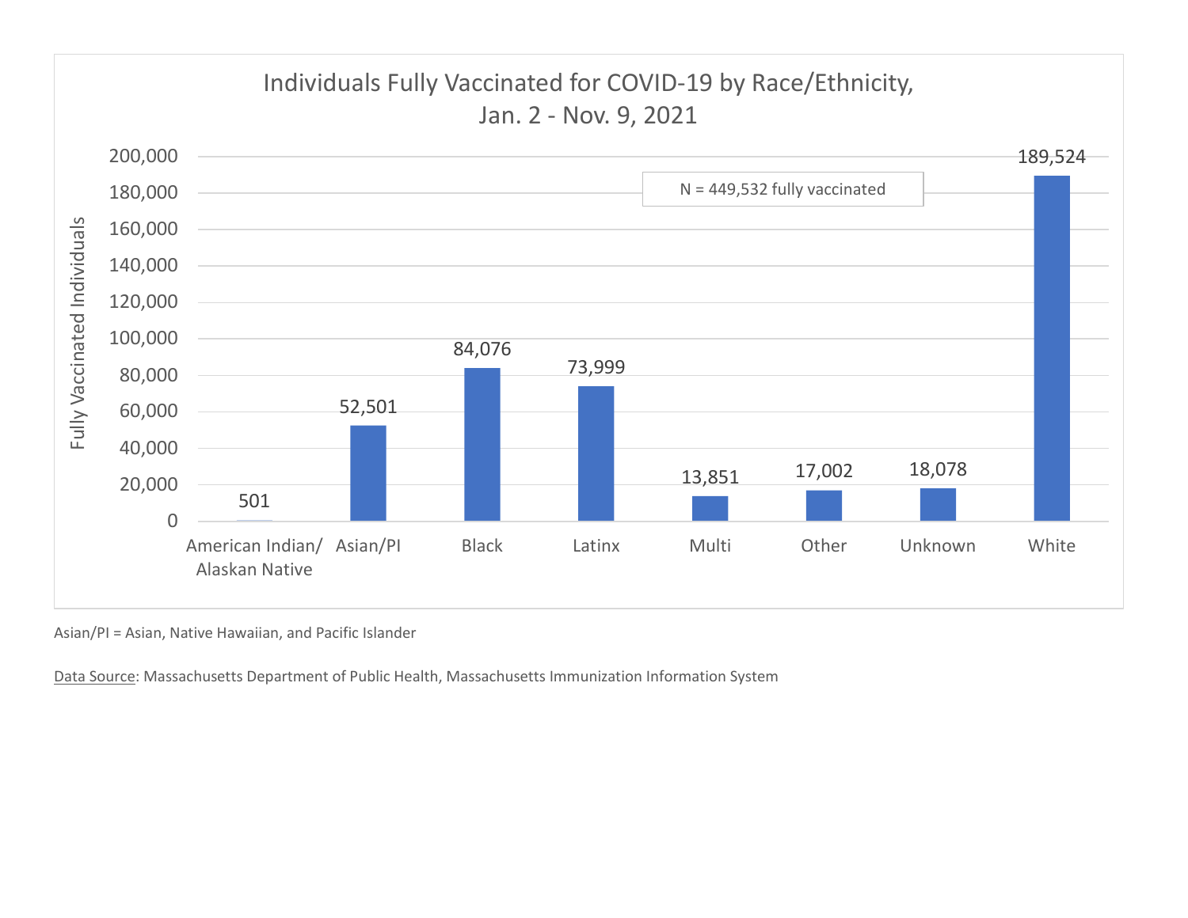## Individuals Fully Vaccinated for COVID-19 by Race/Ethnicity, Jan. 2 - Nov. 9, 2021

N = 449,532 fully vaccinated

| Race/Ethnicity | Fully Vaccinated Individuals |
| --- | --- |
| American Indian/ Alaskan Native | 501 |
| Asian/PI | 52,501 |
| Black | 84,076 |
| Latinx | 73,999 |
| Multi | 13,851 |
| Other | 17,002 |
| Unknown | 18,078 |
| White | 189,524 |

Asian/PI = Asian, Native Hawaiian, and Pacific Islander

Data Source: Massachusetts Department of Public Health, Massachusetts Immunization Information System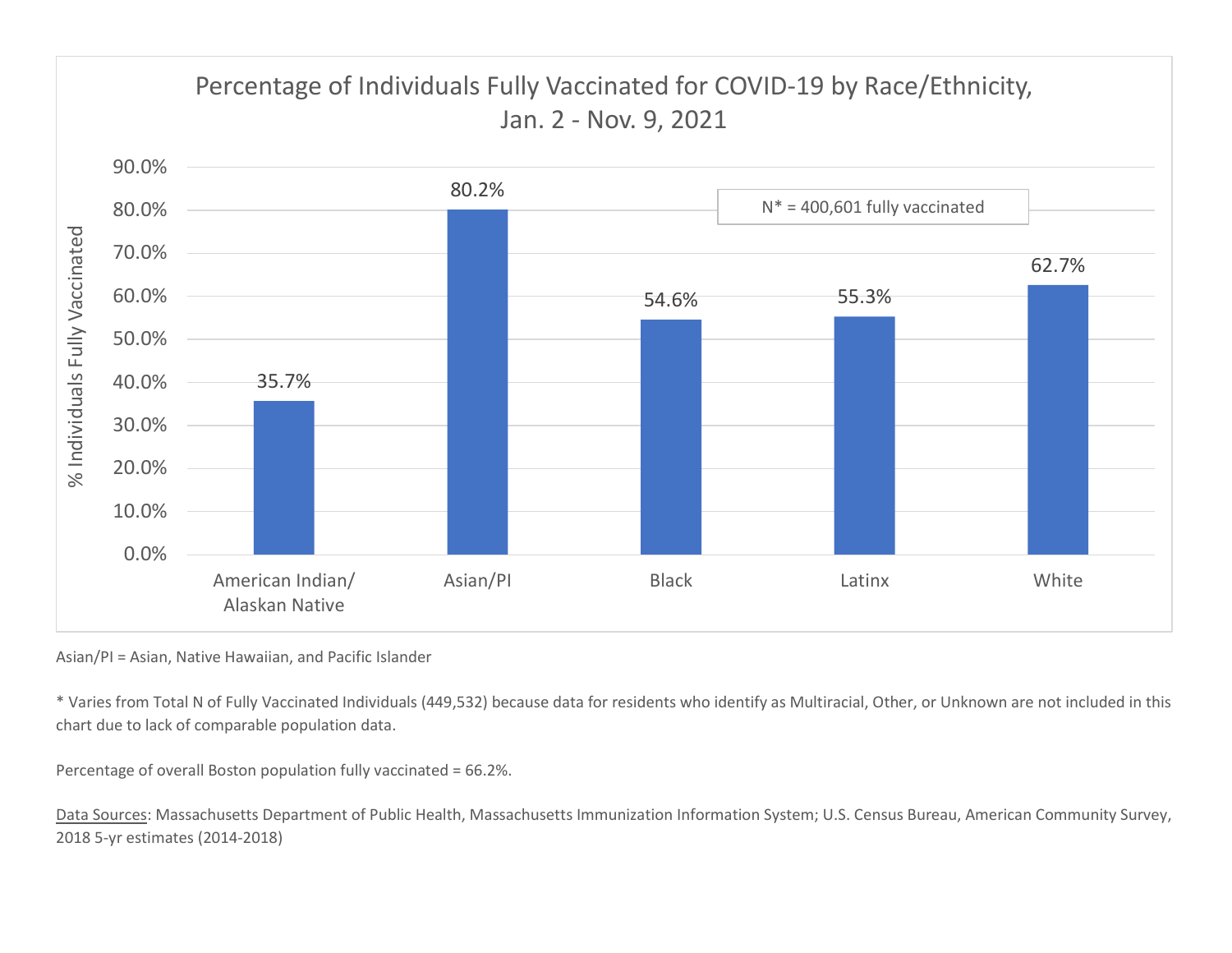## Percentage of Individuals Fully Vaccinated for COVID-19 by Race/Ethnicity, Jan. 2 - Nov. 9, 2021

N* = 400,601 fully vaccinated

| Race/Ethnicity | % Individuals Fully Vaccinated |
| --- | --- |
| American Indian/ Alaskan Native | 35.7% |
| Asian/PI | 80.2% |
| Black | 54.6% |
| Latinx | 55.3% |
| White | 62.7% |

Asian/PI = Asian, Native Hawaiian, and Pacific Islander

* Varies from Total N of Fully Vaccinated Individuals (449,532) because data for residents who identify as Multiracial, Other, or Unknown are not included in this chart due to lack of comparable population data.

Percentage of overall Boston population fully vaccinated = 66.2%.

Data Sources: Massachusetts Department of Public Health, Massachusetts Immunization Information System; U.S. Census Bureau, American Community Survey, 2018 5-yr estimates (2014-2018)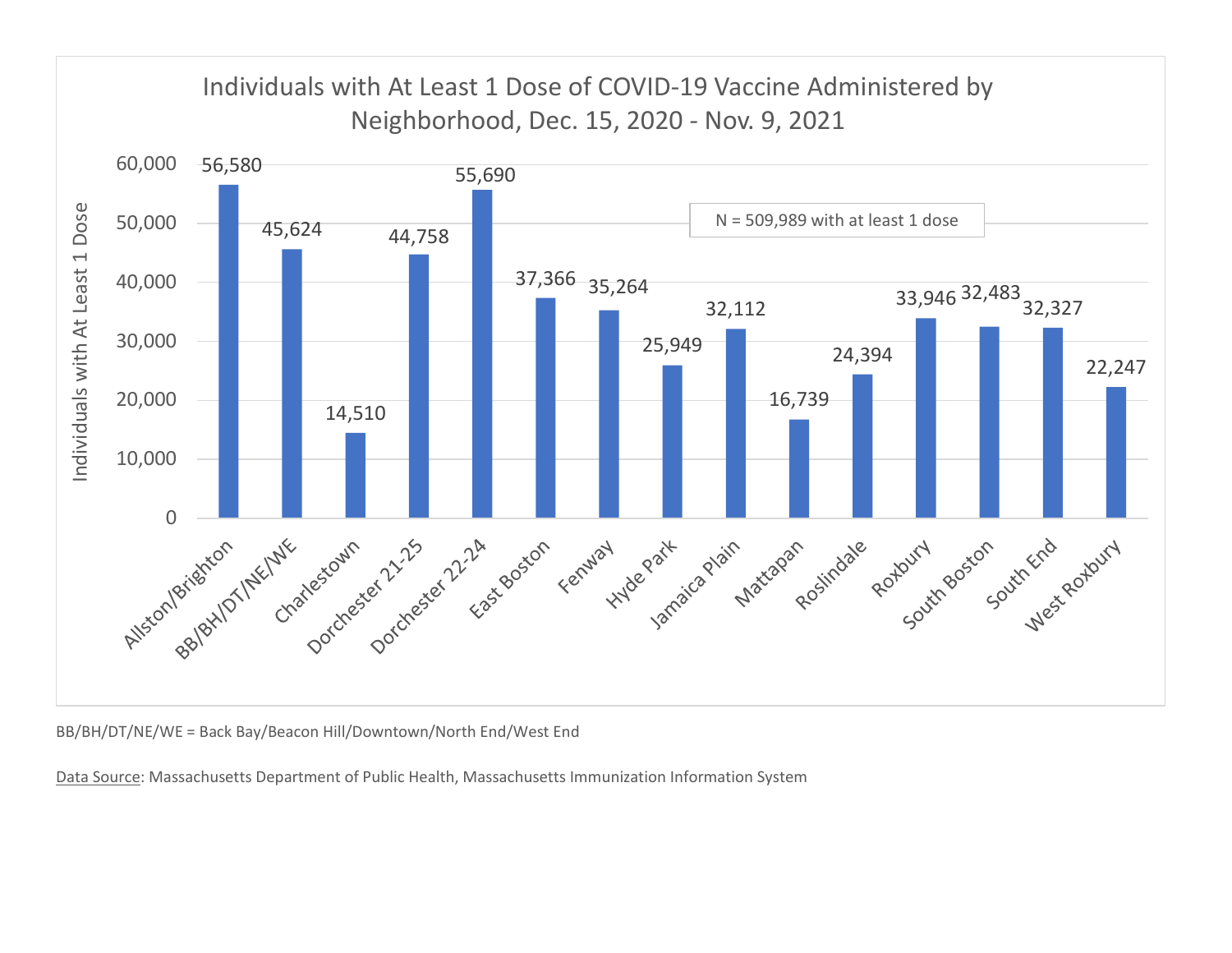## Individuals with At Least 1 Dose of COVID-19 Vaccine Administered by Neighborhood, Dec. 15, 2020 - Nov. 9, 2021

N = 509,989 with at least 1 dose

| Neighborhood | Individuals with At Least 1 Dose |
|---|---|
| Allston/Brighton | 56,580 |
| BB/BH/DT/NE/WE | 45,624 |
| Charlestown | 14,510 |
| Dorchester 21-25 | 44,758 |
| Dorchester 22-24 | 55,690 |
| East Boston | 37,366 |
| Fenway | 35,264 |
| Hyde Park | 25,949 |
| Jamaica Plain | 32,112 |
| Mattapan | 16,739 |
| Roslindale | 24,394 |
| Roxbury | 33,946 |
| South Boston | 32,483 |
| South End | 32,327 |
| West Roxbury | 22,247 |

BB/BH/DT/NE/WE = Back Bay/Beacon Hill/Downtown/North End/West End

Data Source: Massachusetts Department of Public Health, Massachusetts Immunization Information System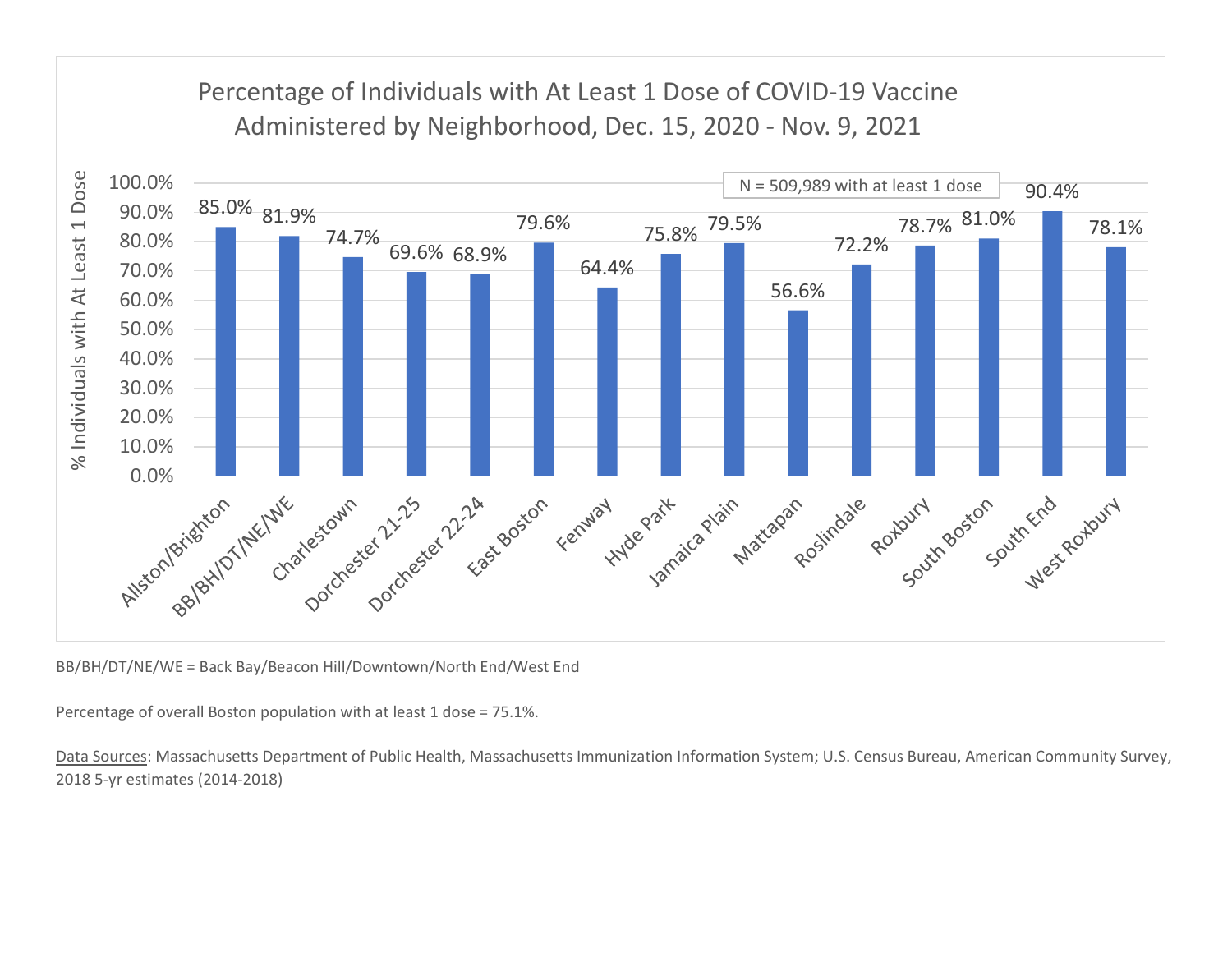## Percentage of Individuals with At Least 1 Dose of COVID-19 Vaccine Administered by Neighborhood, Dec. 15, 2020 - Nov. 9, 2021

N = 509,989 with at least 1 dose

| Neighborhood | % Individuals with At Least 1 Dose |
| --- | --- |
| Allston/Brighton | 85.0% |
| BB/BH/DT/NE/WE | 81.9% |
| Charlestown | 74.7% |
| Dorchester 21-25 | 69.6% |
| Dorchester 22-24 | 68.9% |
| East Boston | 79.6% |
| Fenway | 64.4% |
| Hyde Park | 75.8% |
| Jamaica Plain | 79.5% |
| Mattapan | 56.6% |
| Roslindale | 72.2% |
| Roxbury | 78.7% |
| South Boston | 81.0% |
| South End | 90.4% |
| West Roxbury | 78.1% |

BB/BH/DT/NE/WE = Back Bay/Beacon Hill/Downtown/North End/West End

Percentage of overall Boston population with at least 1 dose = 75.1%.

Data Sources: Massachusetts Department of Public Health, Massachusetts Immunization Information System; U.S. Census Bureau, American Community Survey, 2018 5-yr estimates (2014-2018)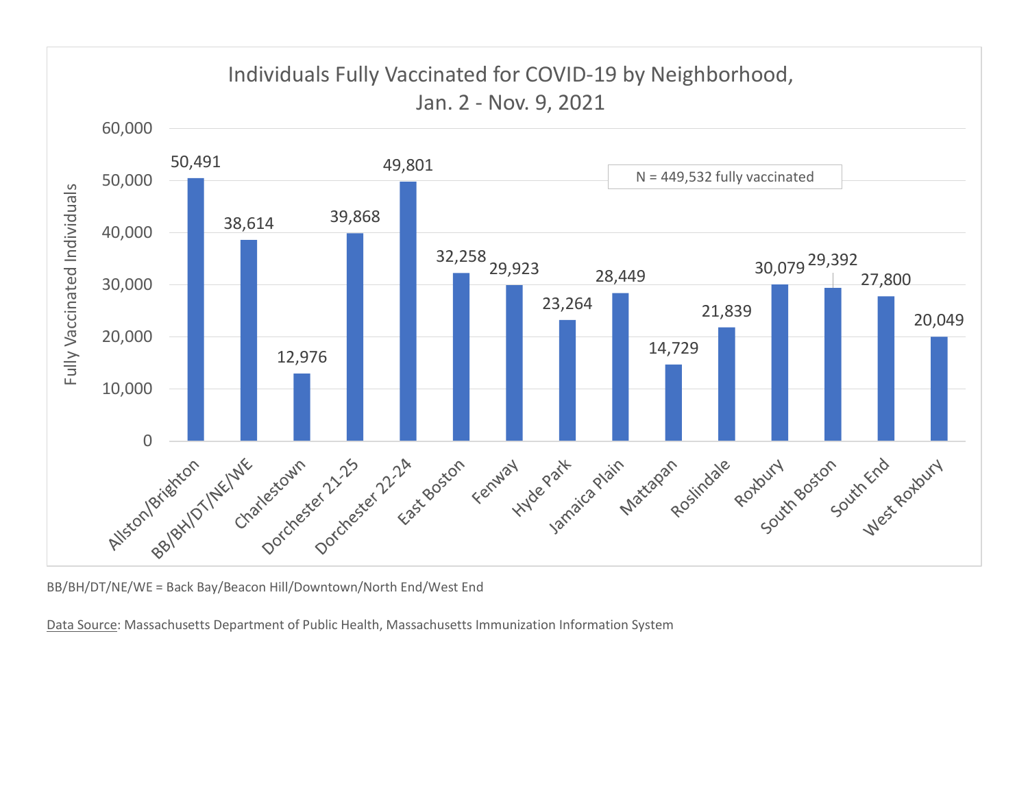## Individuals Fully Vaccinated for COVID-19 by Neighborhood, Jan. 2 - Nov. 9, 2021

N = 449,532 fully vaccinated

| Neighborhood | Fully Vaccinated Individuals |
|---|---|
| Allston/Brighton | 50,491 |
| BB/BH/DT/NE/WE | 38,614 |
| Charlestown | 12,976 |
| Dorchester 21-25 | 39,868 |
| Dorchester 22-24 | 49,801 |
| East Boston | 32,258 |
| Fenway | 29,923 |
| Hyde Park | 23,264 |
| Jamaica Plain | 28,449 |
| Mattapan | 14,729 |
| Roslindale | 21,839 |
| Roxbury | 30,079 |
| South Boston | 29,392 |
| South End | 27,800 |
| West Roxbury | 20,049 |

BB/BH/DT/NE/WE = Back Bay/Beacon Hill/Downtown/North End/West End

Data Source: Massachusetts Department of Public Health, Massachusetts Immunization Information System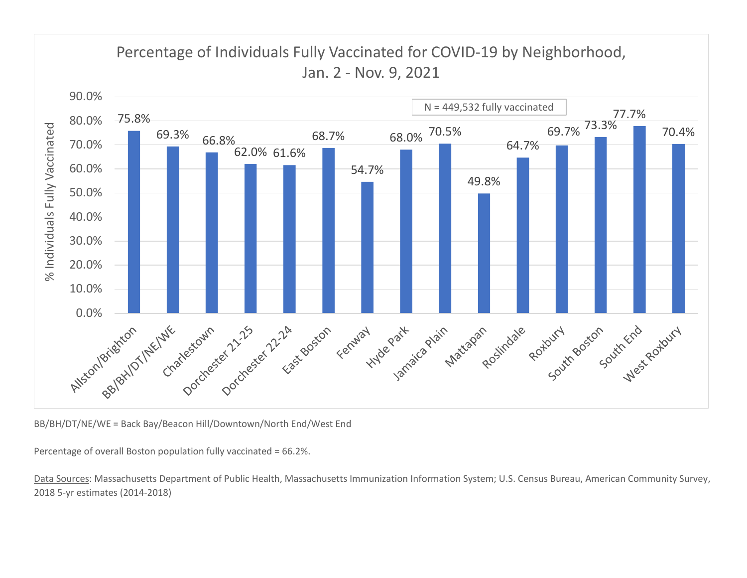## Percentage of Individuals Fully Vaccinated for COVID-19 by Neighborhood, Jan. 2 - Nov. 9, 2021

N = 449,532 fully vaccinated

| Neighborhood | % Individuals Fully Vaccinated |
|---|---|
| Allston/Brighton | 75.8% |
| BB/BH/DT/NE/WE | 69.3% |
| Charlestown | 66.8% |
| Dorchester 21-25 | 62.0% |
| Dorchester 22-24 | 61.6% |
| East Boston | 68.7% |
| Fenway | 54.7% |
| Hyde Park | 68.0% |
| Jamaica Plain | 70.5% |
| Mattapan | 49.8% |
| Roslindale | 64.7% |
| Roxbury | 69.7% |
| South Boston | 73.3% |
| South End | 77.7% |
| West Roxbury | 70.4% |

BB/BH/DT/NE/WE = Back Bay/Beacon Hill/Downtown/North End/West End

Percentage of overall Boston population fully vaccinated = 66.2%.

Data Sources: Massachusetts Department of Public Health, Massachusetts Immunization Information System; U.S. Census Bureau, American Community Survey, 2018 5-yr estimates (2014-2018)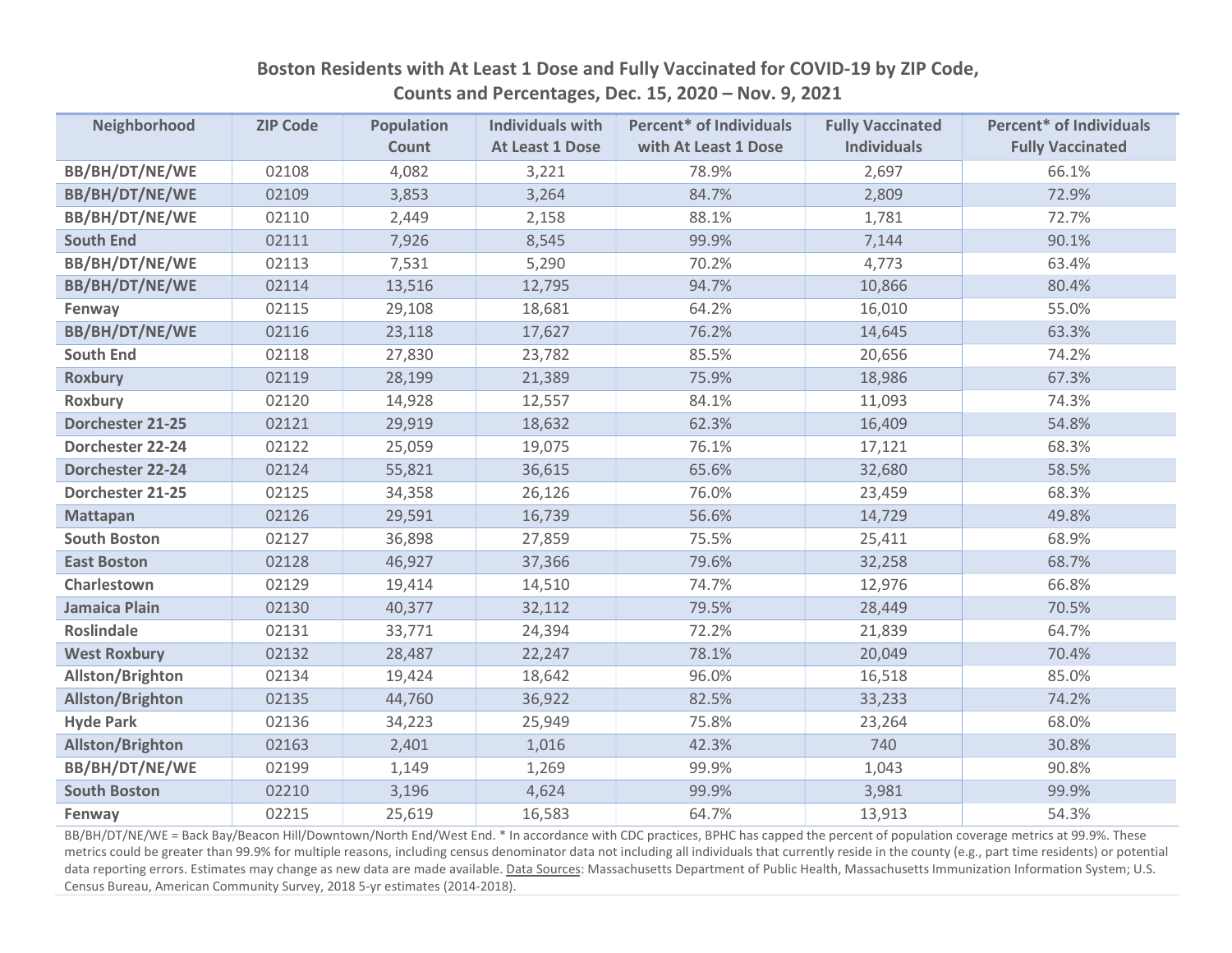## Boston Residents with At Least 1 Dose and Fully Vaccinated for COVID-19 by ZIP Code, Counts and Percentages, Dec. 15, 2020 – Nov. 9, 2021

| Neighborhood | ZIP Code | Population Count | Individuals with At Least 1 Dose | Percent* of Individuals with At Least 1 Dose | Fully Vaccinated Individuals | Percent* of Individuals Fully Vaccinated |
|---|---|---|---|---|---|---|
| **BB/BH/DT/NE/WE** | 02108 | 4,082 | 3,221 | 78.9% | 2,697 | 66.1% |
| **BB/BH/DT/NE/WE** | 02109 | 3,853 | 3,264 | 84.7% | 2,809 | 72.9% |
| **BB/BH/DT/NE/WE** | 02110 | 2,449 | 2,158 | 88.1% | 1,781 | 72.7% |
| **South End** | 02111 | 7,926 | 8,545 | 99.9% | 7,144 | 90.1% |
| **BB/BH/DT/NE/WE** | 02113 | 7,531 | 5,290 | 70.2% | 4,773 | 63.4% |
| **BB/BH/DT/NE/WE** | 02114 | 13,516 | 12,795 | 94.7% | 10,866 | 80.4% |
| **Fenway** | 02115 | 29,108 | 18,681 | 64.2% | 16,010 | 55.0% |
| **BB/BH/DT/NE/WE** | 02116 | 23,118 | 17,627 | 76.2% | 14,645 | 63.3% |
| **South End** | 02118 | 27,830 | 23,782 | 85.5% | 20,656 | 74.2% |
| **Roxbury** | 02119 | 28,199 | 21,389 | 75.9% | 18,986 | 67.3% |
| **Roxbury** | 02120 | 14,928 | 12,557 | 84.1% | 11,093 | 74.3% |
| **Dorchester 21-25** | 02121 | 29,919 | 18,632 | 62.3% | 16,409 | 54.8% |
| **Dorchester 22-24** | 02122 | 25,059 | 19,075 | 76.1% | 17,121 | 68.3% |
| **Dorchester 22-24** | 02124 | 55,821 | 36,615 | 65.6% | 32,680 | 58.5% |
| **Dorchester 21-25** | 02125 | 34,358 | 26,126 | 76.0% | 23,459 | 68.3% |
| **Mattapan** | 02126 | 29,591 | 16,739 | 56.6% | 14,729 | 49.8% |
| **South Boston** | 02127 | 36,898 | 27,859 | 75.5% | 25,411 | 68.9% |
| **East Boston** | 02128 | 46,927 | 37,366 | 79.6% | 32,258 | 68.7% |
| **Charlestown** | 02129 | 19,414 | 14,510 | 74.7% | 12,976 | 66.8% |
| **Jamaica Plain** | 02130 | 40,377 | 32,112 | 79.5% | 28,449 | 70.5% |
| **Roslindale** | 02131 | 33,771 | 24,394 | 72.2% | 21,839 | 64.7% |
| **West Roxbury** | 02132 | 28,487 | 22,247 | 78.1% | 20,049 | 70.4% |
| **Allston/Brighton** | 02134 | 19,424 | 18,642 | 96.0% | 16,518 | 85.0% |
| **Allston/Brighton** | 02135 | 44,760 | 36,922 | 82.5% | 33,233 | 74.2% |
| **Hyde Park** | 02136 | 34,223 | 25,949 | 75.8% | 23,264 | 68.0% |
| **Allston/Brighton** | 02163 | 2,401 | 1,016 | 42.3% | 740 | 30.8% |
| **BB/BH/DT/NE/WE** | 02199 | 1,149 | 1,269 | 99.9% | 1,043 | 90.8% |
| **South Boston** | 02210 | 3,196 | 4,624 | 99.9% | 3,981 | 99.9% |
| **Fenway** | 02215 | 25,619 | 16,583 | 64.7% | 13,913 | 54.3% |

BB/BH/DT/NE/WE = Back Bay/Beacon Hill/Downtown/North End/West End. * In accordance with CDC practices, BPHC has capped the percent of population coverage metrics at 99.9%. These metrics could be greater than 99.9% for multiple reasons, including census denominator data not including all individuals that currently reside in the county (e.g., part time residents) or potential data reporting errors. Estimates may change as new data are made available. Data Sources: Massachusetts Department of Public Health, Massachusetts Immunization Information System; U.S. Census Bureau, American Community Survey, 2018 5-yr estimates (2014-2018).